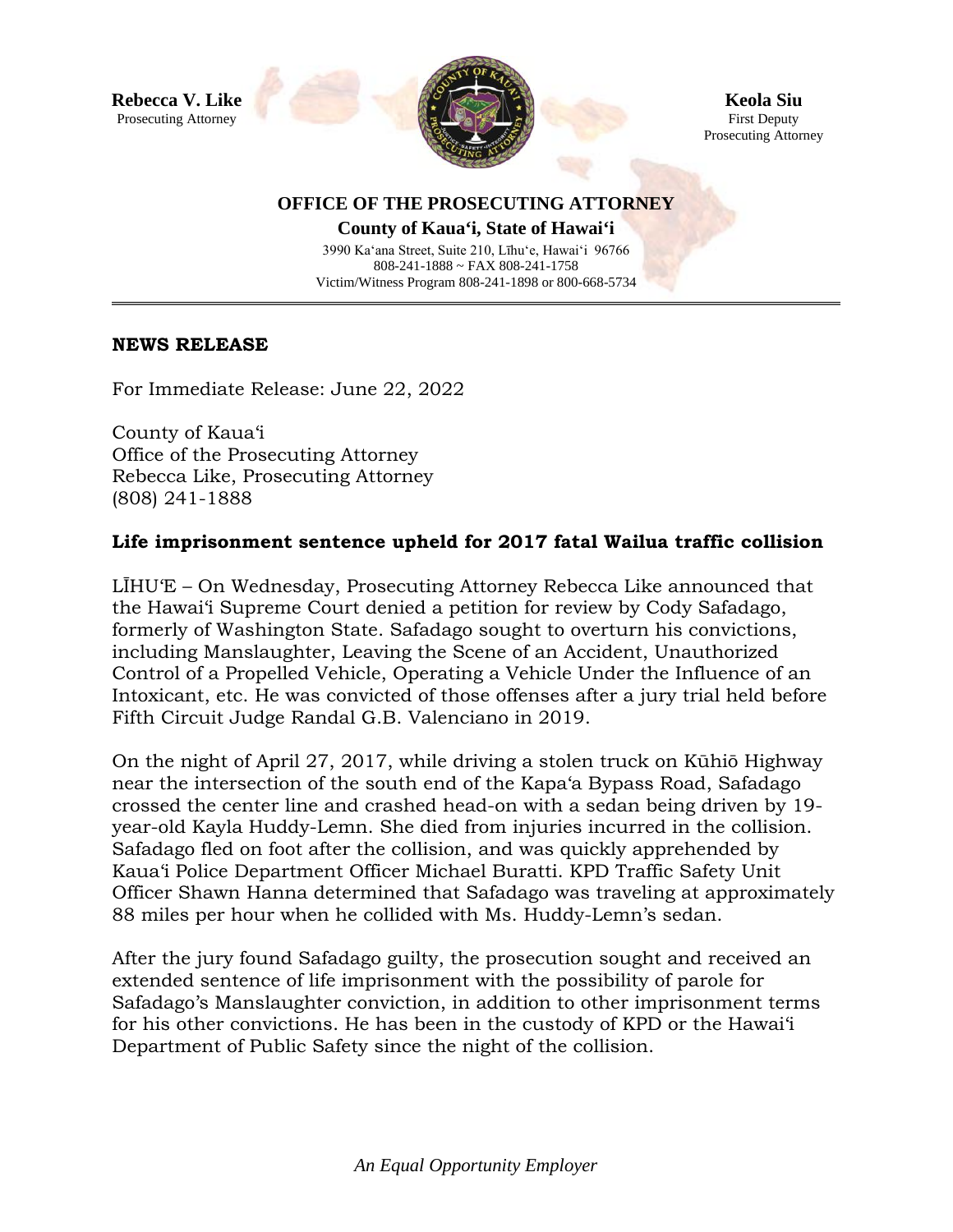**Rebecca V. Like**
Prosecuting Attorney

**Keola Siu**
First Deputy
Prosecuting Attorney

**OFFICE OF THE PROSECUTING ATTORNEY**
**County of Kaua'i, State of Hawai'i**
3990 Ka'ana Street, Suite 210, Līhu'e, Hawai'i 96766
808-241-1888 ~ FAX 808-241-1758
Victim/Witness Program 808-241-1898 or 800-668-5734

**NEWS RELEASE**

For Immediate Release: June 22, 2022

County of Kaua'i
Office of the Prosecuting Attorney
Rebecca Like, Prosecuting Attorney
(808) 241-1888

**Life imprisonment sentence upheld for 2017 fatal Wailua traffic collision**

LĪHU'E – On Wednesday, Prosecuting Attorney Rebecca Like announced that the Hawai'i Supreme Court denied a petition for review by Cody Safadago, formerly of Washington State. Safadago sought to overturn his convictions, including Manslaughter, Leaving the Scene of an Accident, Unauthorized Control of a Propelled Vehicle, Operating a Vehicle Under the Influence of an Intoxicant, etc. He was convicted of those offenses after a jury trial held before Fifth Circuit Judge Randal G.B. Valenciano in 2019.

On the night of April 27, 2017, while driving a stolen truck on Kūhiō Highway near the intersection of the south end of the Kapa'a Bypass Road, Safadago crossed the center line and crashed head-on with a sedan being driven by 19-year-old Kayla Huddy-Lemn. She died from injuries incurred in the collision. Safadago fled on foot after the collision, and was quickly apprehended by Kaua'i Police Department Officer Michael Buratti. KPD Traffic Safety Unit Officer Shawn Hanna determined that Safadago was traveling at approximately 88 miles per hour when he collided with Ms. Huddy-Lemn's sedan.

After the jury found Safadago guilty, the prosecution sought and received an extended sentence of life imprisonment with the possibility of parole for Safadago's Manslaughter conviction, in addition to other imprisonment terms for his other convictions. He has been in the custody of KPD or the Hawai'i Department of Public Safety since the night of the collision.

*An Equal Opportunity Employer*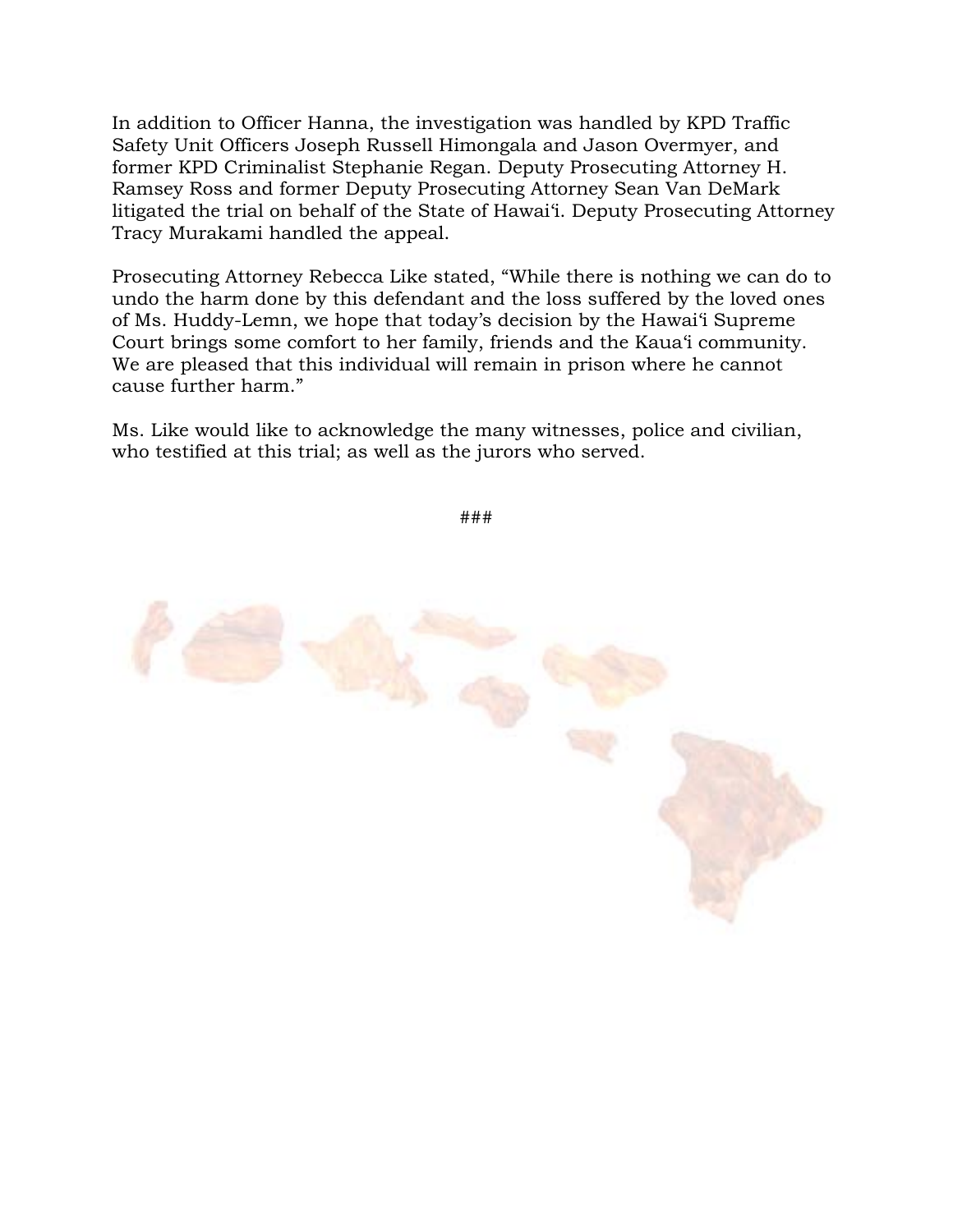In addition to Officer Hanna, the investigation was handled by KPD Traffic Safety Unit Officers Joseph Russell Himongala and Jason Overmyer, and former KPD Criminalist Stephanie Regan. Deputy Prosecuting Attorney H. Ramsey Ross and former Deputy Prosecuting Attorney Sean Van DeMark litigated the trial on behalf of the State of Hawai'i. Deputy Prosecuting Attorney Tracy Murakami handled the appeal.

Prosecuting Attorney Rebecca Like stated, "While there is nothing we can do to undo the harm done by this defendant and the loss suffered by the loved ones of Ms. Huddy-Lemn, we hope that today's decision by the Hawai'i Supreme Court brings some comfort to her family, friends and the Kaua'i community. We are pleased that this individual will remain in prison where he cannot cause further harm."

Ms. Like would like to acknowledge the many witnesses, police and civilian, who testified at this trial; as well as the jurors who served.

###